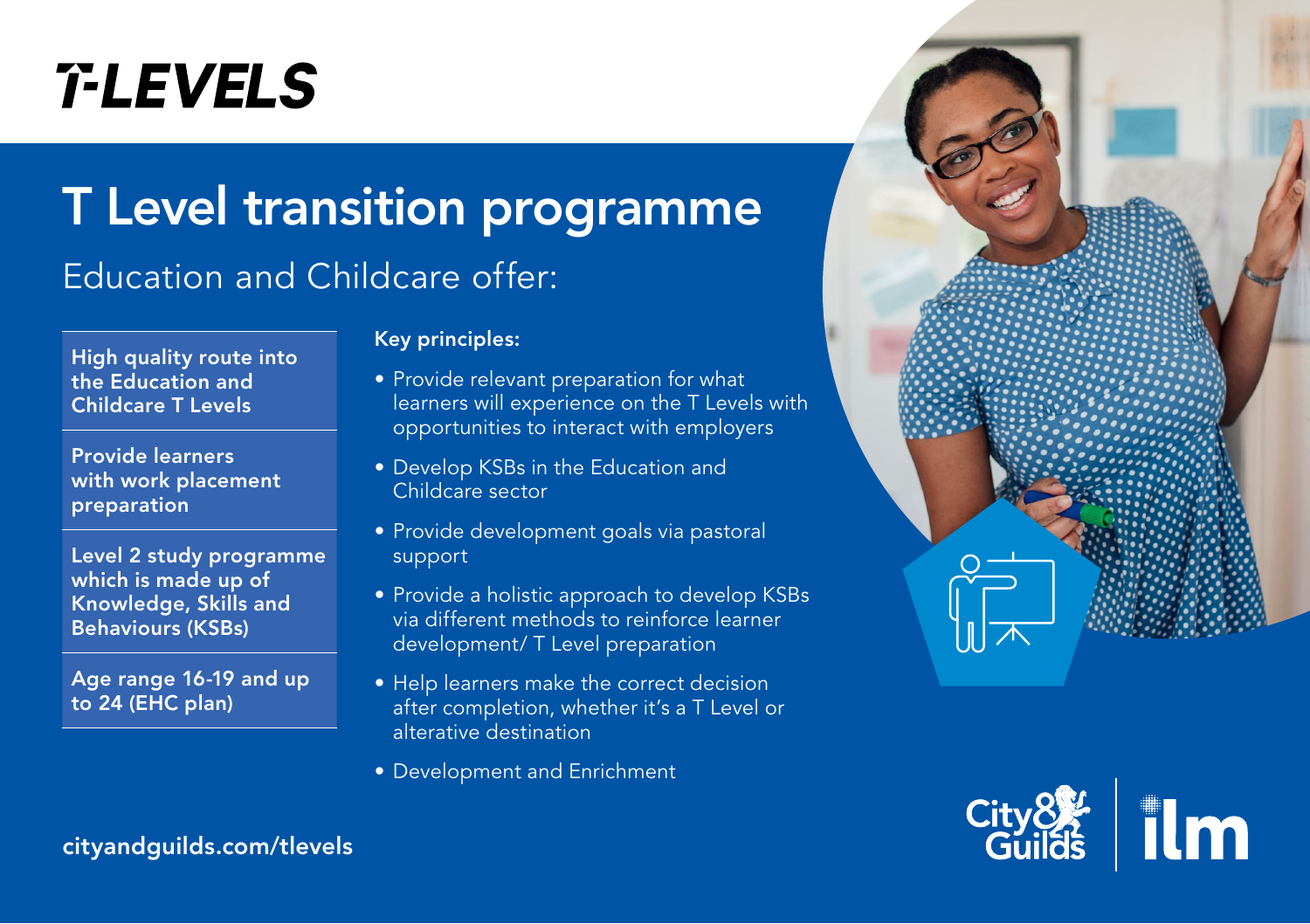# T-LEVELS

## T Level transition programme

### Education and Childcare offer:

**High quality route into the Education and Childcare T Levels**

**Provide learners with work placement preparation**

**Level 2 study programme which is made up of Knowledge, Skills and Behaviours (KSBs)**

**Age range 16-19 and up to 24 (EHC plan)**

**Key principles:**

- Provide relevant preparation for what learners will experience on the T Levels with opportunities to interact with employers
- Develop KSBs in the Education and Childcare sector
- Provide development goals via pastoral support
- Provide a holistic approach to develop KSBs via different methods to reinforce learner development/ T Level preparation
- Help learners make the correct decision after completion, whether it's a T Level or alterative destination
- Development and Enrichment

cityandguilds.com/tlevels

City & Guilds | ilm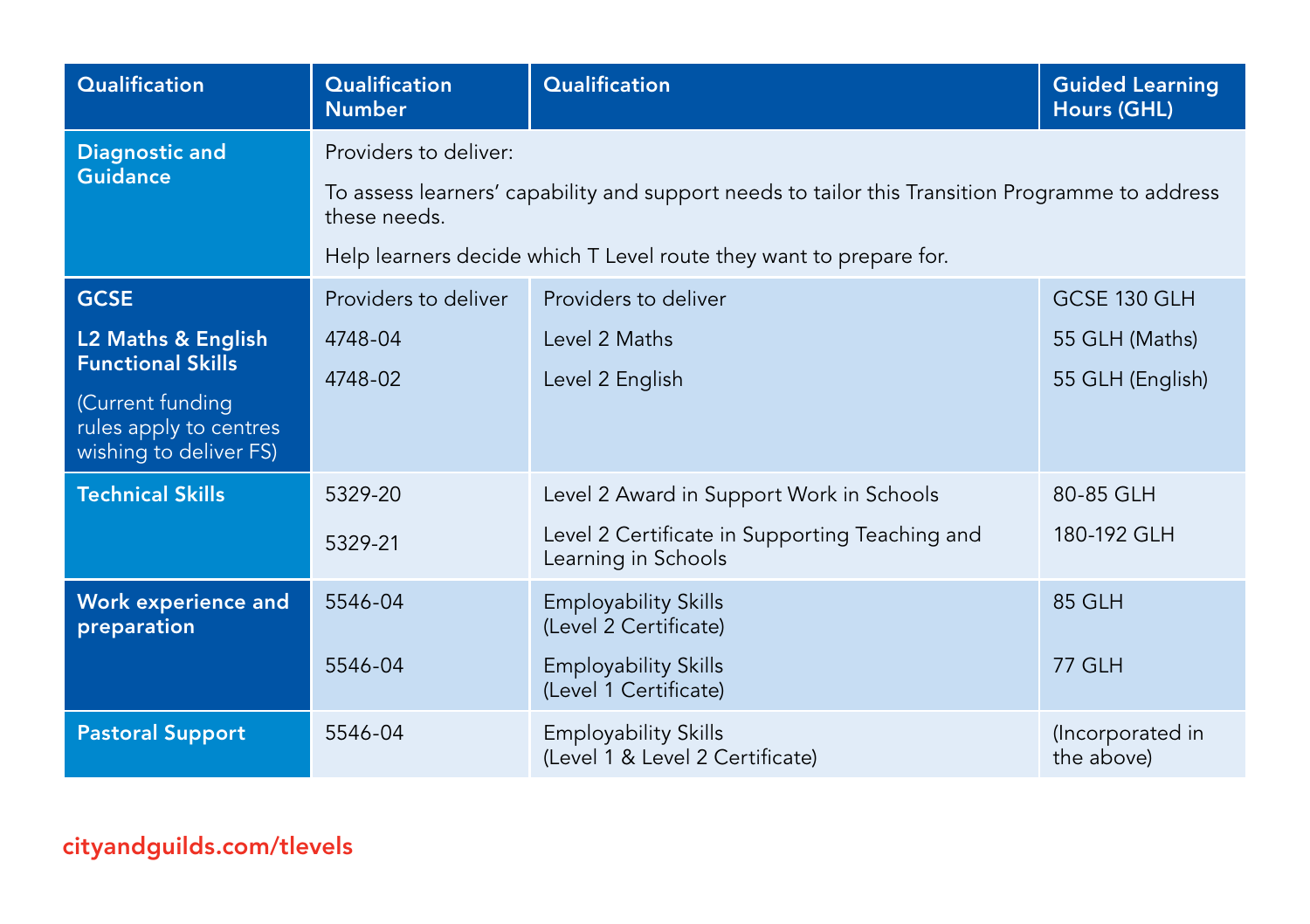| Qualification | Qualification Number | Qualification | Guided Learning Hours (GHL) |
|---|---|---|---|
| **Diagnostic and Guidance** | Providers to deliver:<br>To assess learners' capability and support needs to tailor this Transition Programme to address these needs.<br>Help learners decide which T Level route they want to prepare for. | | |
| **GCSE** | Providers to deliver | Providers to deliver | GCSE 130 GLH |
| **L2 Maths & English Functional Skills**<br>(Current funding rules apply to centres wishing to deliver FS) | 4748-04 | Level 2 Maths | 55 GLH (Maths) |
| | 4748-02 | Level 2 English | 55 GLH (English) |
| **Technical Skills** | 5329-20 | Level 2 Award in Support Work in Schools | 80-85 GLH |
| | 5329-21 | Level 2 Certificate in Supporting Teaching and Learning in Schools | 180-192 GLH |
| **Work experience and preparation** | 5546-04 | Employability Skills (Level 2 Certificate) | 85 GLH |
| | 5546-04 | Employability Skills (Level 1 Certificate) | 77 GLH |
| **Pastoral Support** | 5546-04 | Employability Skills (Level 1 & Level 2 Certificate) | (Incorporated in the above) |

cityandguilds.com/tlevels